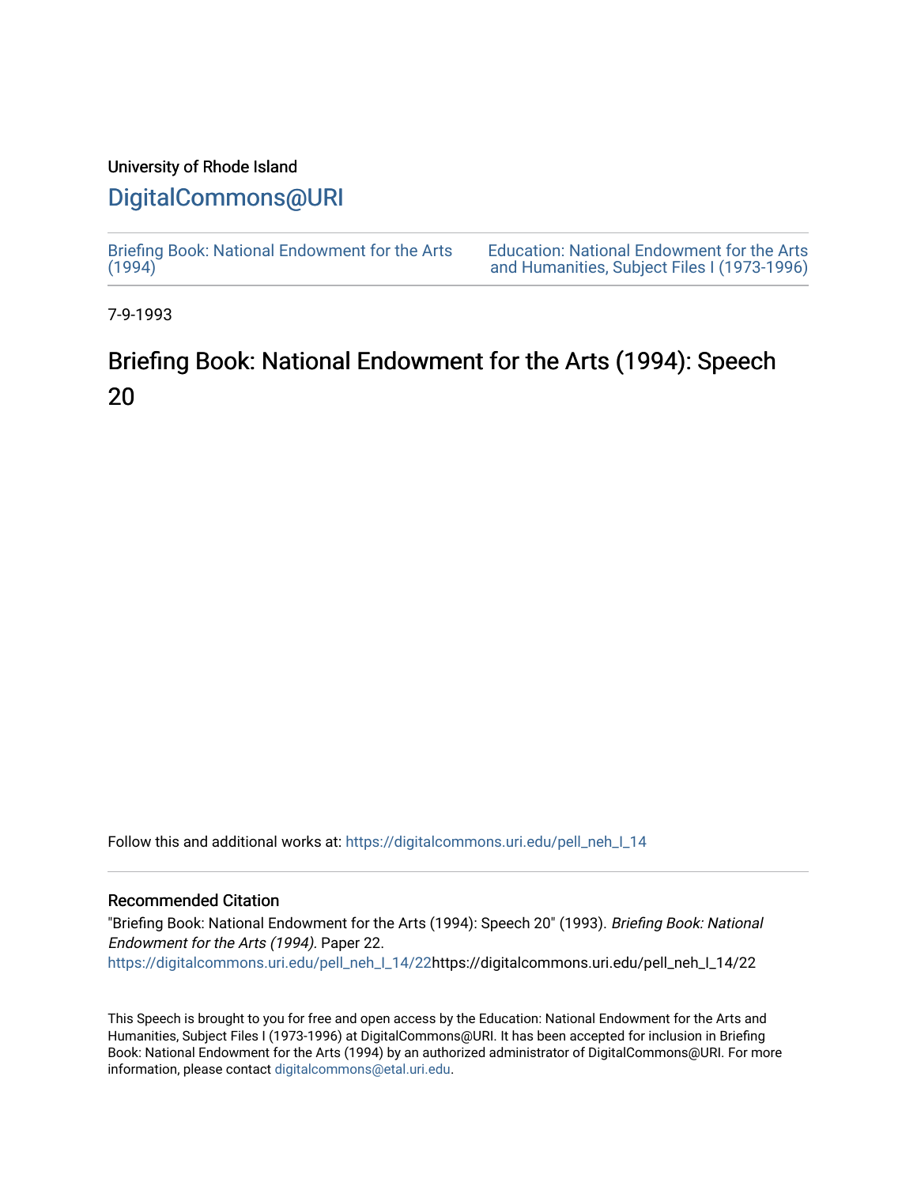University of Rhode Island

# DigitalCommons@URI

Briefing Book: National Endowment for the Arts (1994)

Education: National Endowment for the Arts and Humanities, Subject Files I (1973-1996)

7-9-1993

# Briefing Book: National Endowment for the Arts (1994): Speech 20

Follow this and additional works at: https://digitalcommons.uri.edu/pell_neh_I_14

## Recommended Citation

"Briefing Book: National Endowment for the Arts (1994): Speech 20" (1993). *Briefing Book: National Endowment for the Arts (1994).* Paper 22.
https://digitalcommons.uri.edu/pell_neh_I_14/22https://digitalcommons.uri.edu/pell_neh_I_14/22

This Speech is brought to you for free and open access by the Education: National Endowment for the Arts and Humanities, Subject Files I (1973-1996) at DigitalCommons@URI. It has been accepted for inclusion in Briefing Book: National Endowment for the Arts (1994) by an authorized administrator of DigitalCommons@URI. For more information, please contact digitalcommons@etal.uri.edu.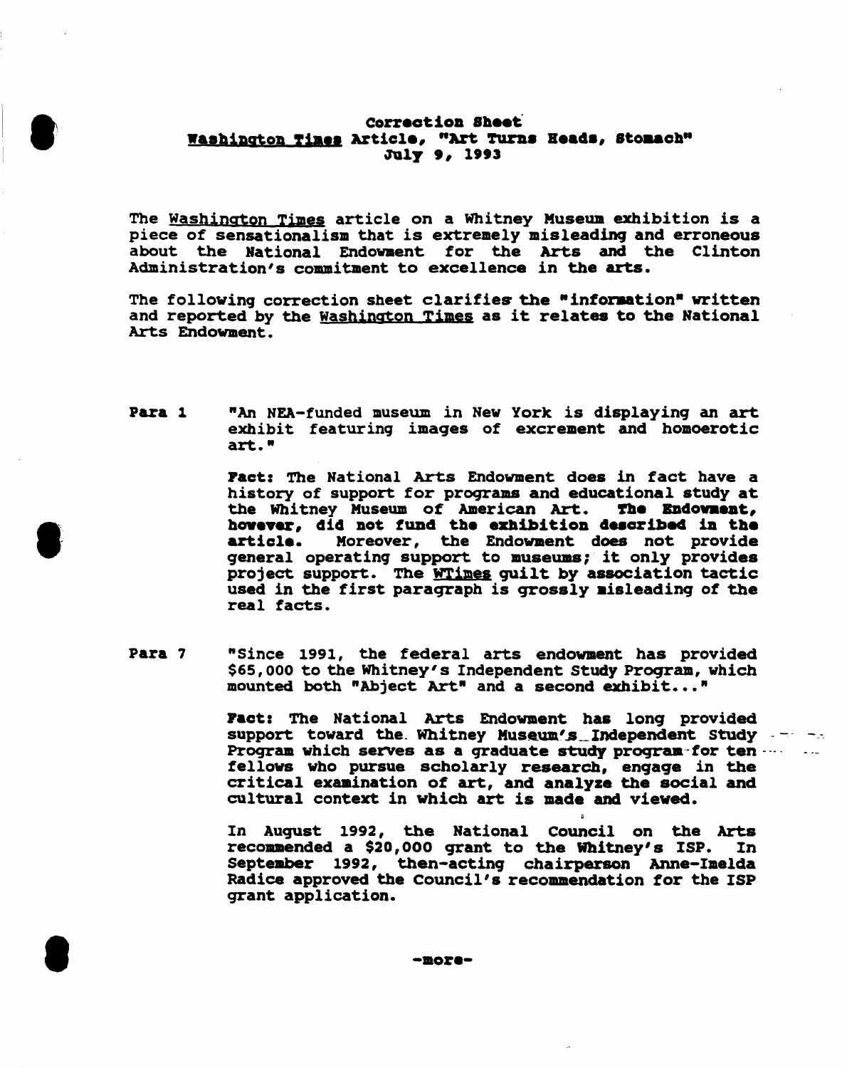**Correction Sheet**
**Washington Times Article, "Art Turns Heads, Stomach"**
**July 9, 1993**

The Washington Times article on a Whitney Museum exhibition is a piece of sensationalism that is extremely misleading and erroneous about the National Endowment for the Arts and the Clinton Administration's commitment to excellence in the arts.

The following correction sheet clarifies the "information" written and reported by the Washington Times as it relates to the National Arts Endowment.

**Para 1** "An NEA-funded museum in New York is displaying an art exhibit featuring images of excrement and homoerotic art."

**Fact:** The National Arts Endowment does in fact have a history of support for programs and educational study at the Whitney Museum of American Art. **The Endowment, however, did not fund the exhibition described in the article.** Moreover, the Endowment does not provide general operating support to museums; it only provides project support. The WTimes guilt by association tactic used in the first paragraph is grossly misleading of the real facts.

**Para 7** "Since 1991, the federal arts endowment has provided $65,000 to the Whitney's Independent Study Program, which mounted both "Abject Art" and a second exhibit..."

**Fact:** The National Arts Endowment has long provided support toward the Whitney Museum's Independent Study Program which serves as a graduate study program for ten fellows who pursue scholarly research, engage in the critical examination of art, and analyze the social and cultural context in which art is made and viewed.

In August 1992, the National Council on the Arts recommended a $20,000 grant to the Whitney's ISP. In September 1992, then-acting chairperson Anne-Imelda Radice approved the Council's recommendation for the ISP grant application.

-more-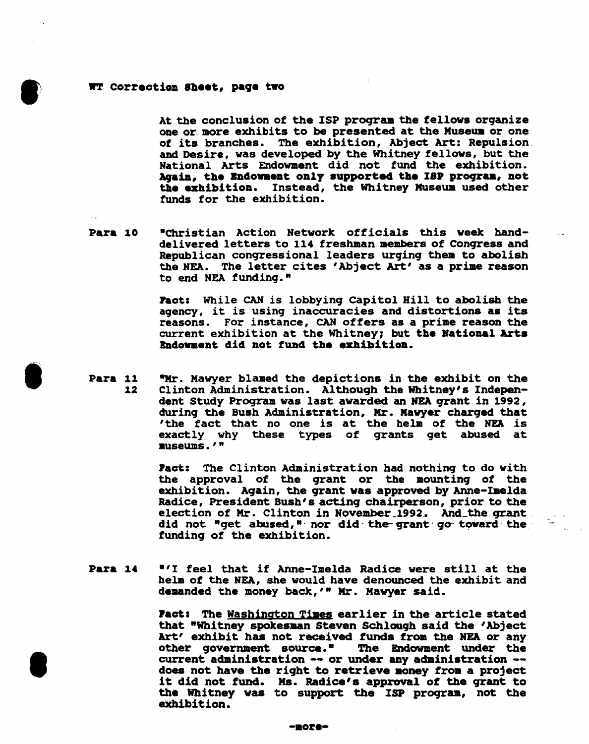WT Correction Sheet, page two

At the conclusion of the ISP program the fellows organize one or more exhibits to be presented at the Museum or one of its branches. The exhibition, Abject Art: Repulsion and Desire, was developed by the Whitney fellows, but the National Arts Endowment did not fund the exhibition. **Again, the Endowment only supported the ISP program, not the exhibition.** Instead, the Whitney Museum used other funds for the exhibition.

**Para 10** "Christian Action Network officials this week hand-delivered letters to 114 freshman members of Congress and Republican congressional leaders urging them to abolish the NEA. The letter cites 'Abject Art' as a prime reason to end NEA funding."

**Fact:** While CAN is lobbying Capitol Hill to abolish the agency, it is using inaccuracies and distortions as its reasons. For instance, CAN offers as a prime reason the current exhibition at the Whitney; but **the National Arts Endowment did not fund the exhibition.**

**Para 11 12** "Mr. Mawyer blamed the depictions in the exhibit on the Clinton Administration. Although the Whitney's Independent Study Program was last awarded an NEA grant in 1992, during the Bush Administration, Mr. Mawyer charged that 'the fact that no one is at the helm of the NEA is exactly why these types of grants get abused at museums.'"

**Fact:** The Clinton Administration had nothing to do with the approval of the grant or the mounting of the exhibition. Again, the grant was approved by Anne-Imelda Radice, President Bush's acting chairperson, prior to the election of Mr. Clinton in November 1992. And the grant did not "get abused," nor did the grant go toward the funding of the exhibition.

**Para 14** "'I feel that if Anne-Imelda Radice were still at the helm of the NEA, she would have denounced the exhibit and demanded the money back,'" Mr. Mawyer said.

**Fact:** The Washington Times earlier in the article stated that "Whitney spokesman Steven Schlough said the 'Abject Art' exhibit has not received funds from the NEA or any other government source." **The Endowment under the current administration -- or under any administration -- does not have the right to retrieve money from a project it did not fund. Ms. Radice's approval of the grant to the Whitney was to support the ISP program, not the exhibition.**

-more-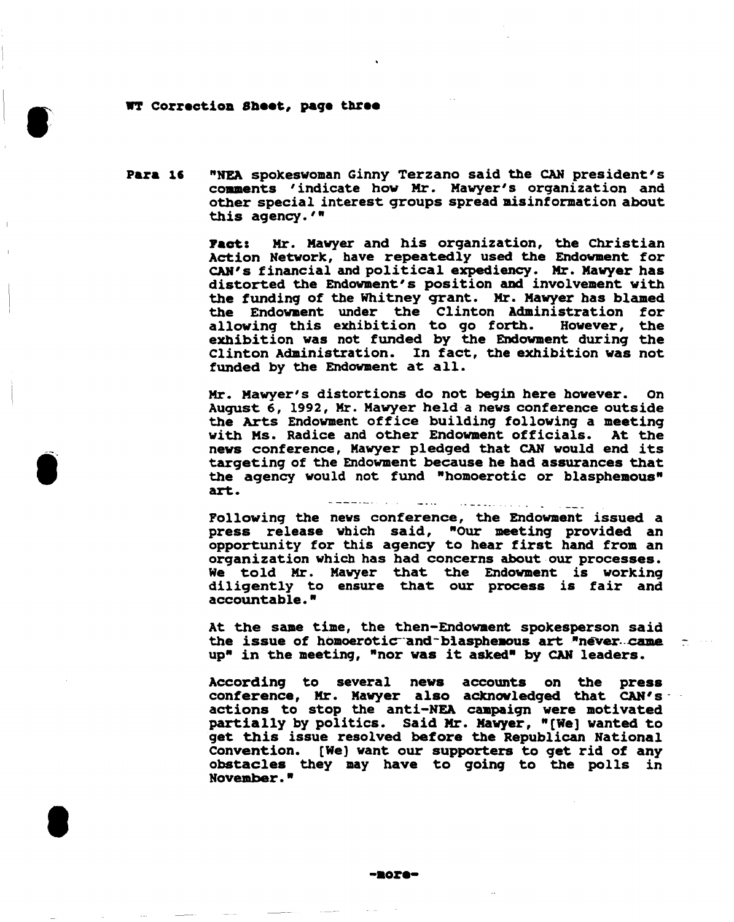WT Correction Sheet, page three

**Para 16** "NEA spokeswoman Ginny Terzano said the CAN president's comments 'indicate how Mr. Mawyer's organization and other special interest groups spread misinformation about this agency.'"

**Fact:** Mr. Mawyer and his organization, the Christian Action Network, have repeatedly used the Endowment for CAN's financial and political expediency. Mr. Mawyer has distorted the Endowment's position and involvement with the funding of the Whitney grant. Mr. Mawyer has blamed the Endowment under the Clinton Administration for allowing this exhibition to go forth. However, the exhibition was not funded by the Endowment during the Clinton Administration. In fact, the exhibition was not funded by the Endowment at all.

Mr. Mawyer's distortions do not begin here however. On August 6, 1992, Mr. Mawyer held a news conference outside the Arts Endowment office building following a meeting with Ms. Radice and other Endowment officials. At the news conference, Mawyer pledged that CAN would end its targeting of the Endowment because he had assurances that the agency would not fund "homoerotic or blasphemous" art.

Following the news conference, the Endowment issued a press release which said, "Our meeting provided an opportunity for this agency to hear first hand from an organization which has had concerns about our processes. We told Mr. Mawyer that the Endowment is working diligently to ensure that our process is fair and accountable."

At the same time, the then-Endowment spokesperson said the issue of homoerotic and blasphemous art "never came up" in the meeting, "nor was it asked" by CAN leaders.

According to several news accounts on the press conference, Mr. Mawyer also acknowledged that CAN's actions to stop the anti-NEA campaign were motivated partially by politics. Said Mr. Mawyer, "[We] wanted to get this issue resolved before the Republican National Convention. [We] want our supporters to get rid of any obstacles they may have to going to the polls in November."

-more-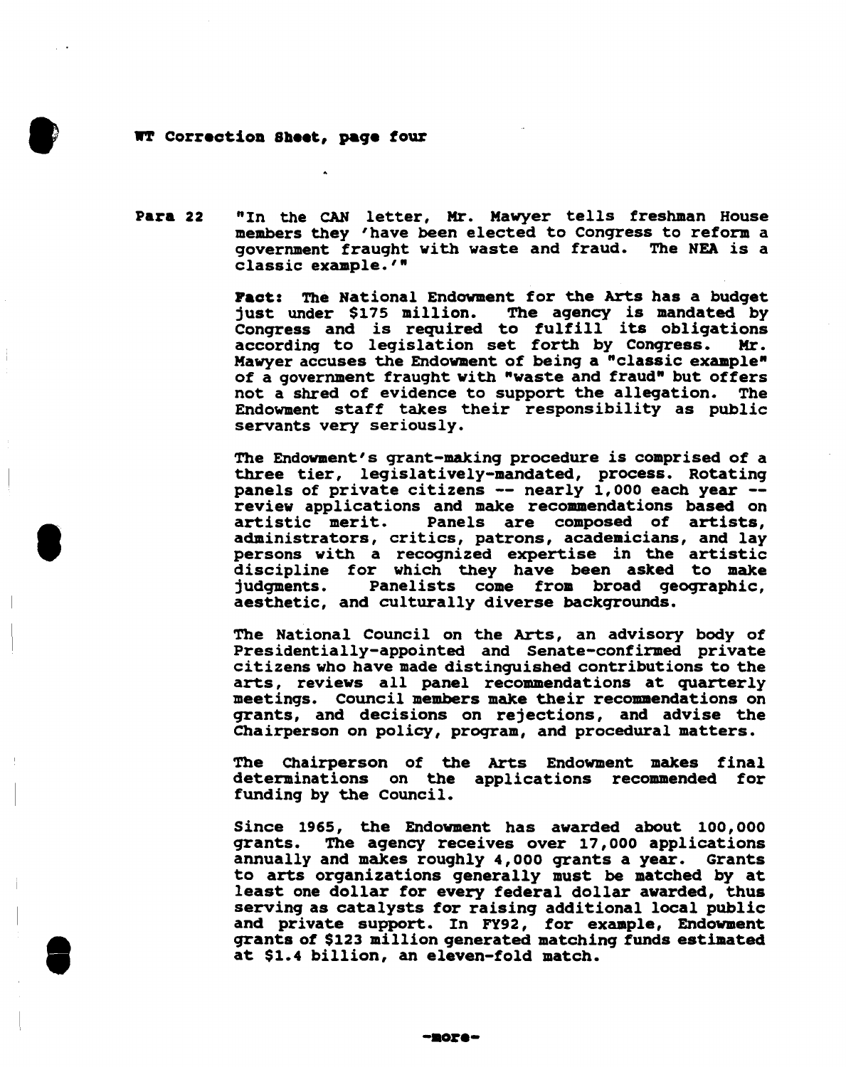**WT Correction Sheet, page four**

**Para 22** "In the CAN letter, Mr. Mawyer tells freshman House members they 'have been elected to Congress to reform a government fraught with waste and fraud. The NEA is a classic example.'"

**Fact:** The National Endowment for the Arts has a budget just under $175 million. The agency is mandated by Congress and is required to fulfill its obligations according to legislation set forth by Congress. Mr. Mawyer accuses the Endowment of being a "classic example" of a government fraught with "waste and fraud" but offers not a shred of evidence to support the allegation. The Endowment staff takes their responsibility as public servants very seriously.

The Endowment's grant-making procedure is comprised of a three tier, legislatively-mandated, process. Rotating panels of private citizens -- nearly 1,000 each year -- review applications and make recommendations based on artistic merit. Panels are composed of artists, administrators, critics, patrons, academicians, and lay persons with a recognized expertise in the artistic discipline for which they have been asked to make judgments. Panelists come from broad geographic, aesthetic, and culturally diverse backgrounds.

The National Council on the Arts, an advisory body of Presidentially-appointed and Senate-confirmed private citizens who have made distinguished contributions to the arts, reviews all panel recommendations at quarterly meetings. Council members make their recommendations on grants, and decisions on rejections, and advise the Chairperson on policy, program, and procedural matters.

The Chairperson of the Arts Endowment makes final determinations on the applications recommended for funding by the Council.

Since 1965, the Endowment has awarded about 100,000 grants. The agency receives over 17,000 applications annually and makes roughly 4,000 grants a year. Grants to arts organizations generally must be matched by at least one dollar for every federal dollar awarded, thus serving as catalysts for raising additional local public and private support. In FY92, for example, Endowment grants of $123 million generated matching funds estimated at $1.4 billion, an eleven-fold match.

-more-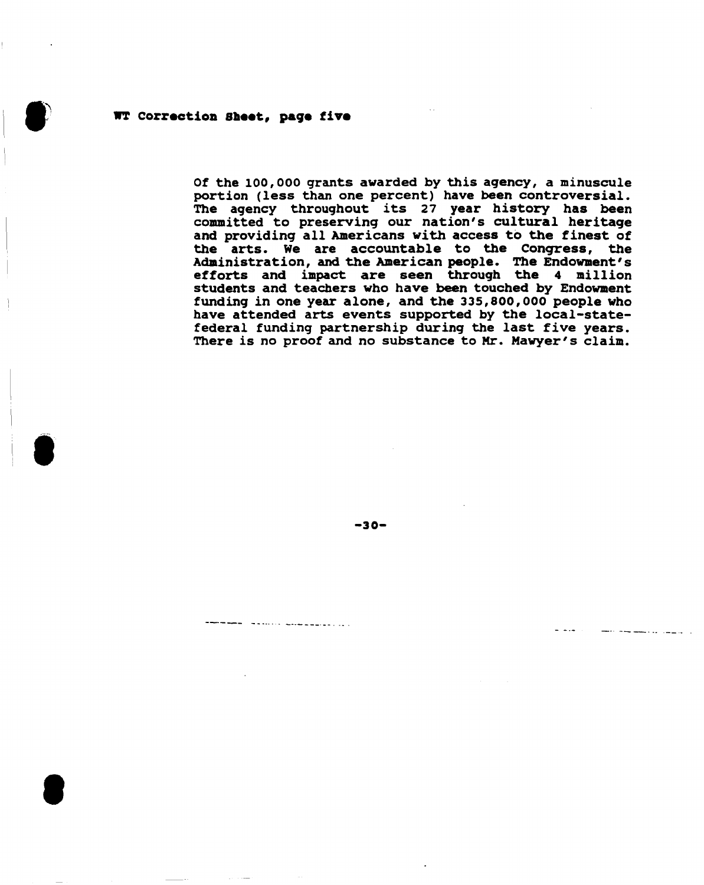**WT Correction Sheet, page five**

Of the 100,000 grants awarded by this agency, a minuscule portion (less than one percent) have been controversial. The agency throughout its 27 year history has been committed to preserving our nation's cultural heritage and providing all Americans with access to the finest of the arts. We are accountable to the Congress, the Administration, and the American people. The Endowment's efforts and impact are seen through the 4 million students and teachers who have been touched by Endowment funding in one year alone, and the 335,800,000 people who have attended arts events supported by the local-state-federal funding partnership during the last five years. There is no proof and no substance to Mr. Mawyer's claim.

-30-